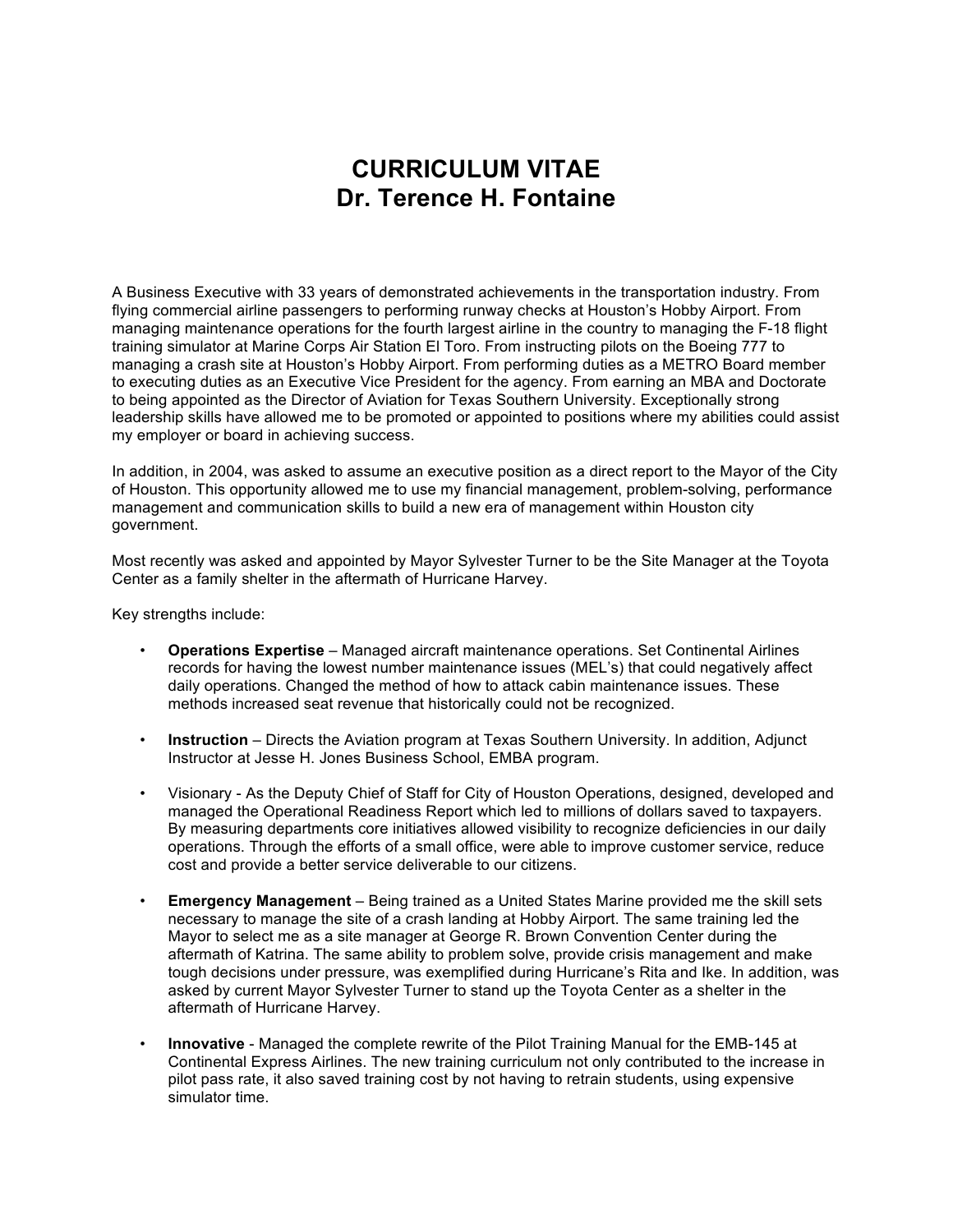# CURRICULUM VITAE
# Dr. Terence H. Fontaine

A Business Executive with 33 years of demonstrated achievements in the transportation industry. From flying commercial airline passengers to performing runway checks at Houston's Hobby Airport. From managing maintenance operations for the fourth largest airline in the country to managing the F-18 flight training simulator at Marine Corps Air Station El Toro. From instructing pilots on the Boeing 777 to managing a crash site at Houston's Hobby Airport. From performing duties as a METRO Board member to executing duties as an Executive Vice President for the agency. From earning an MBA and Doctorate to being appointed as the Director of Aviation for Texas Southern University. Exceptionally strong leadership skills have allowed me to be promoted or appointed to positions where my abilities could assist my employer or board in achieving success.

In addition, in 2004, was asked to assume an executive position as a direct report to the Mayor of the City of Houston. This opportunity allowed me to use my financial management, problem-solving, performance management and communication skills to build a new era of management within Houston city government.

Most recently was asked and appointed by Mayor Sylvester Turner to be the Site Manager at the Toyota Center as a family shelter in the aftermath of Hurricane Harvey.

Key strengths include:

- **Operations Expertise** – Managed aircraft maintenance operations. Set Continental Airlines records for having the lowest number maintenance issues (MEL's) that could negatively affect daily operations. Changed the method of how to attack cabin maintenance issues. These methods increased seat revenue that historically could not be recognized.

- **Instruction** – Directs the Aviation program at Texas Southern University. In addition, Adjunct Instructor at Jesse H. Jones Business School, EMBA program.

- Visionary - As the Deputy Chief of Staff for City of Houston Operations, designed, developed and managed the Operational Readiness Report which led to millions of dollars saved to taxpayers. By measuring departments core initiatives allowed visibility to recognize deficiencies in our daily operations. Through the efforts of a small office, were able to improve customer service, reduce cost and provide a better service deliverable to our citizens.

- **Emergency Management** – Being trained as a United States Marine provided me the skill sets necessary to manage the site of a crash landing at Hobby Airport. The same training led the Mayor to select me as a site manager at George R. Brown Convention Center during the aftermath of Katrina. The same ability to problem solve, provide crisis management and make tough decisions under pressure, was exemplified during Hurricane's Rita and Ike. In addition, was asked by current Mayor Sylvester Turner to stand up the Toyota Center as a shelter in the aftermath of Hurricane Harvey.

- **Innovative** - Managed the complete rewrite of the Pilot Training Manual for the EMB-145 at Continental Express Airlines. The new training curriculum not only contributed to the increase in pilot pass rate, it also saved training cost by not having to retrain students, using expensive simulator time.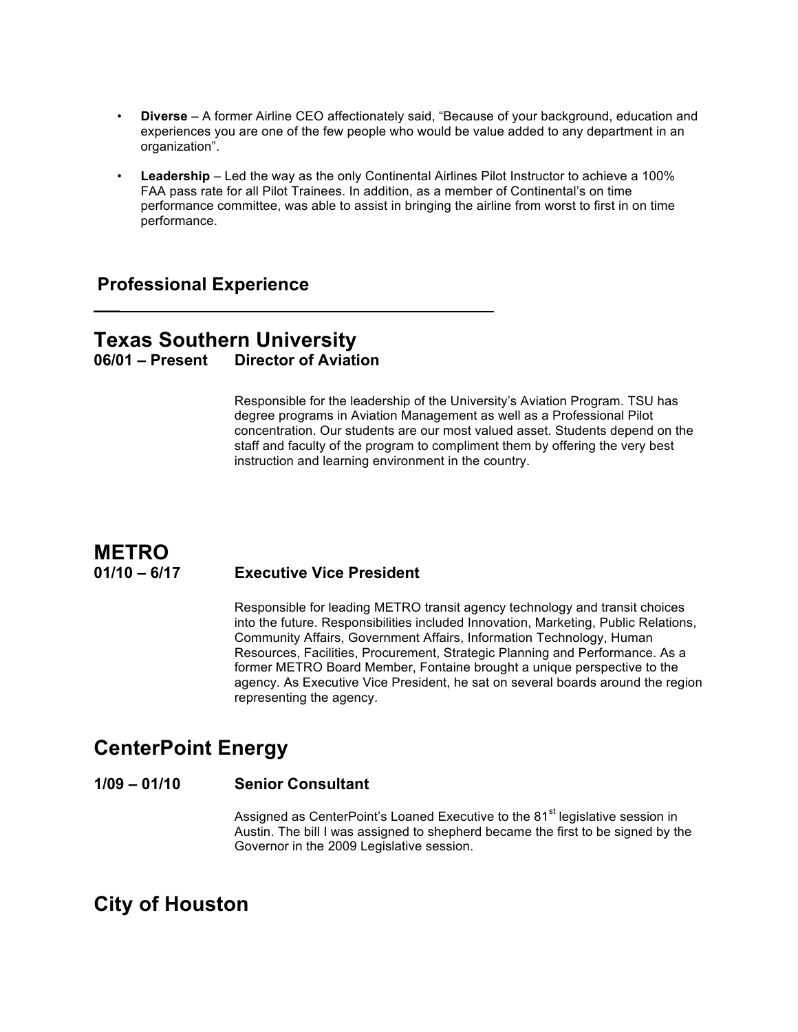- **Diverse** – A former Airline CEO affectionately said, “Because of your background, education and experiences you are one of the few people who would be value added to any department in an organization”.

- **Leadership** – Led the way as the only Continental Airlines Pilot Instructor to achieve a 100% FAA pass rate for all Pilot Trainees. In addition, as a member of Continental’s on time performance committee, was able to assist in bringing the airline from worst to first in on time performance.

## Professional Experience

---

## Texas Southern University

**06/01 – Present Director of Aviation**

Responsible for the leadership of the University’s Aviation Program. TSU has degree programs in Aviation Management as well as a Professional Pilot concentration. Our students are our most valued asset. Students depend on the staff and faculty of the program to compliment them by offering the very best instruction and learning environment in the country.

## METRO

**01/10 – 6/17 Executive Vice President**

Responsible for leading METRO transit agency technology and transit choices into the future. Responsibilities included Innovation, Marketing, Public Relations, Community Affairs, Government Affairs, Information Technology, Human Resources, Facilities, Procurement, Strategic Planning and Performance. As a former METRO Board Member, Fontaine brought a unique perspective to the agency. As Executive Vice President, he sat on several boards around the region representing the agency.

## CenterPoint Energy

**1/09 – 01/10 Senior Consultant**

Assigned as CenterPoint’s Loaned Executive to the 81st legislative session in Austin. The bill I was assigned to shepherd became the first to be signed by the Governor in the 2009 Legislative session.

## City of Houston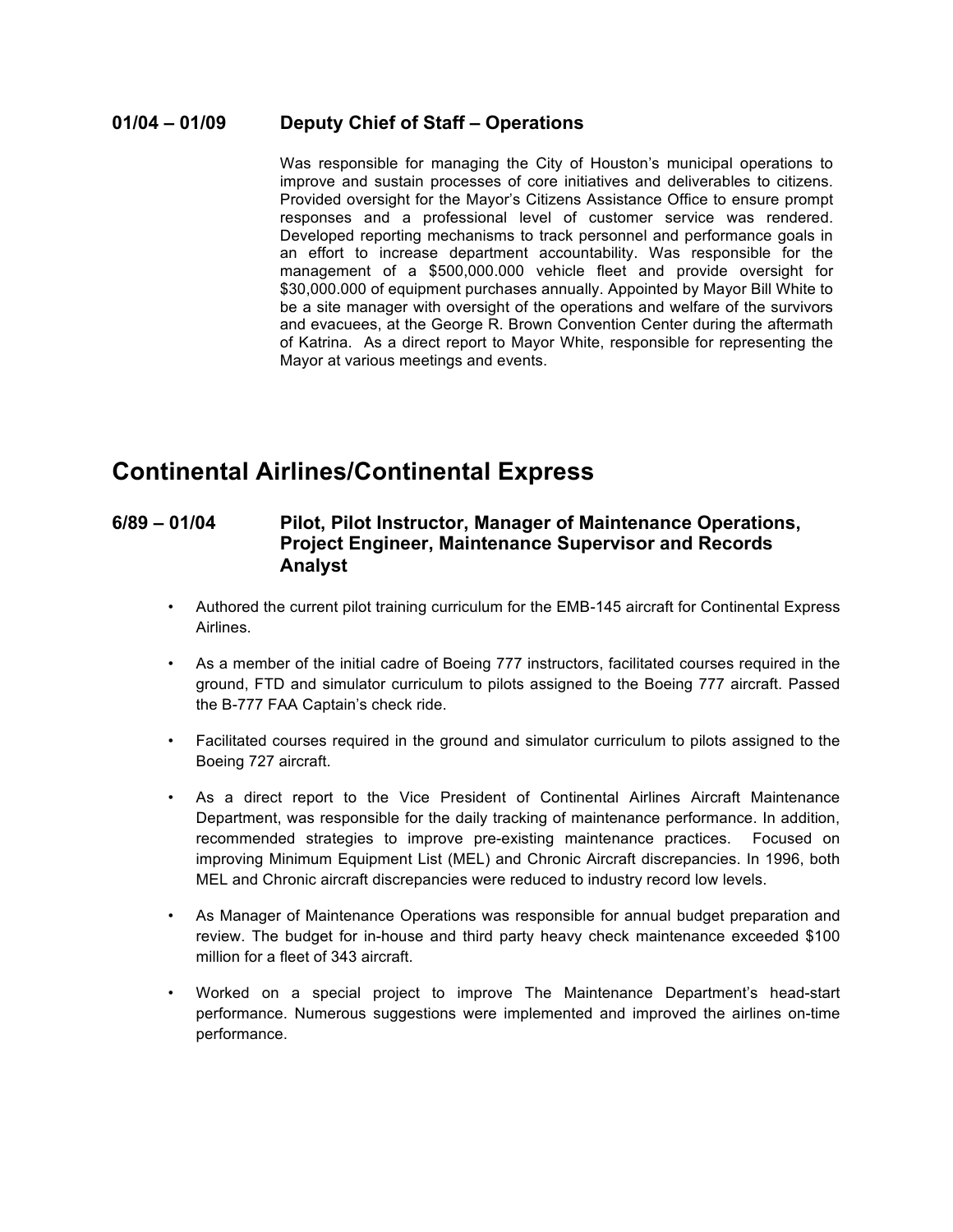### 01/04 – 01/09 Deputy Chief of Staff – Operations

Was responsible for managing the City of Houston's municipal operations to improve and sustain processes of core initiatives and deliverables to citizens. Provided oversight for the Mayor's Citizens Assistance Office to ensure prompt responses and a professional level of customer service was rendered. Developed reporting mechanisms to track personnel and performance goals in an effort to increase department accountability. Was responsible for the management of a $500,000.000 vehicle fleet and provide oversight for $30,000.000 of equipment purchases annually. Appointed by Mayor Bill White to be a site manager with oversight of the operations and welfare of the survivors and evacuees, at the George R. Brown Convention Center during the aftermath of Katrina. As a direct report to Mayor White, responsible for representing the Mayor at various meetings and events.

## Continental Airlines/Continental Express

### 6/89 – 01/04 Pilot, Pilot Instructor, Manager of Maintenance Operations, Project Engineer, Maintenance Supervisor and Records Analyst

- Authored the current pilot training curriculum for the EMB-145 aircraft for Continental Express Airlines.
- As a member of the initial cadre of Boeing 777 instructors, facilitated courses required in the ground, FTD and simulator curriculum to pilots assigned to the Boeing 777 aircraft. Passed the B-777 FAA Captain's check ride.
- Facilitated courses required in the ground and simulator curriculum to pilots assigned to the Boeing 727 aircraft.
- As a direct report to the Vice President of Continental Airlines Aircraft Maintenance Department, was responsible for the daily tracking of maintenance performance. In addition, recommended strategies to improve pre-existing maintenance practices. Focused on improving Minimum Equipment List (MEL) and Chronic Aircraft discrepancies. In 1996, both MEL and Chronic aircraft discrepancies were reduced to industry record low levels.
- As Manager of Maintenance Operations was responsible for annual budget preparation and review. The budget for in-house and third party heavy check maintenance exceeded $100 million for a fleet of 343 aircraft.
- Worked on a special project to improve The Maintenance Department's head-start performance. Numerous suggestions were implemented and improved the airlines on-time performance.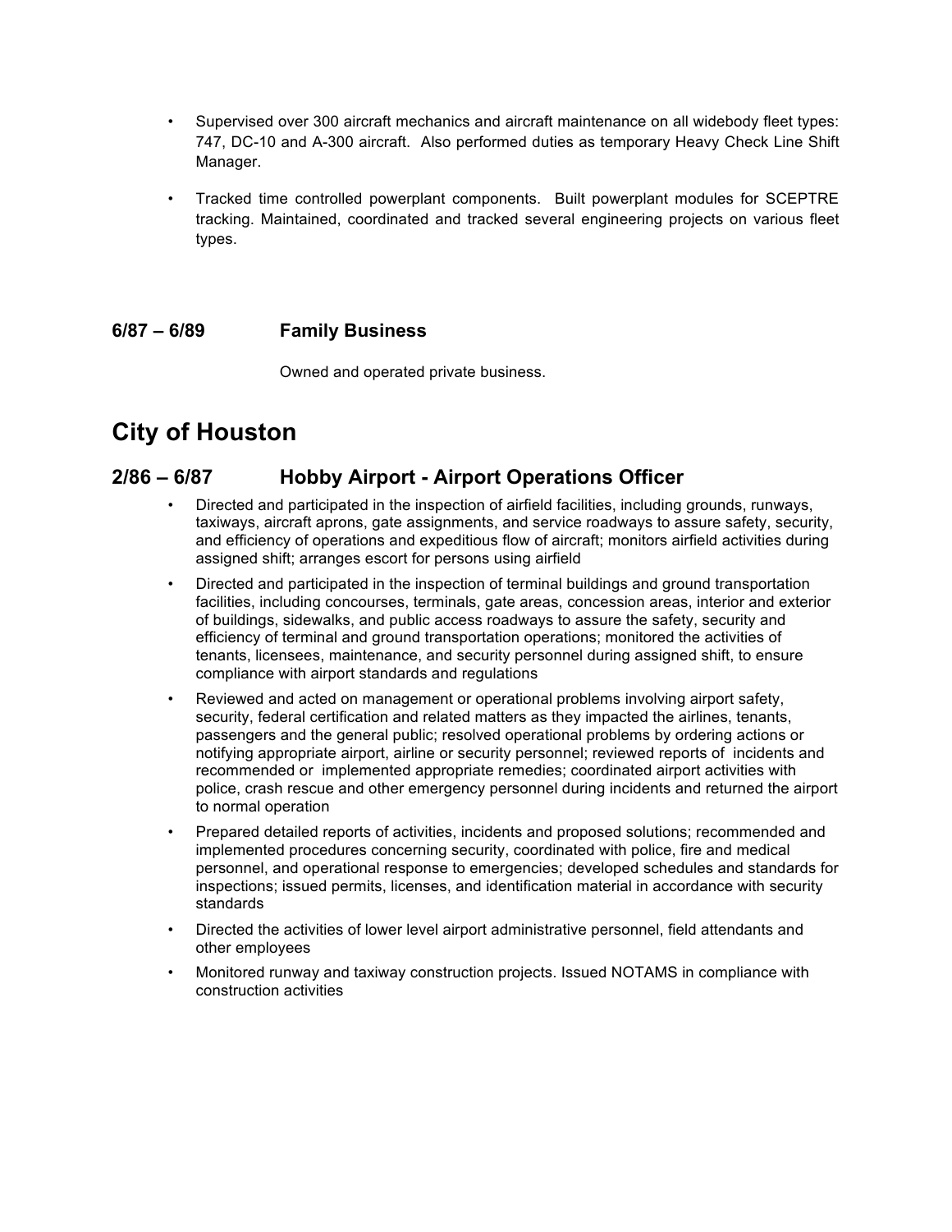- Supervised over 300 aircraft mechanics and aircraft maintenance on all widebody fleet types: 747, DC-10 and A-300 aircraft. Also performed duties as temporary Heavy Check Line Shift Manager.
- Tracked time controlled powerplant components. Built powerplant modules for SCEPTRE tracking. Maintained, coordinated and tracked several engineering projects on various fleet types.

### 6/87 – 6/89 Family Business

Owned and operated private business.

# City of Houston

## 2/86 – 6/87 Hobby Airport - Airport Operations Officer

- Directed and participated in the inspection of airfield facilities, including grounds, runways, taxiways, aircraft aprons, gate assignments, and service roadways to assure safety, security, and efficiency of operations and expeditious flow of aircraft; monitors airfield activities during assigned shift; arranges escort for persons using airfield
- Directed and participated in the inspection of terminal buildings and ground transportation facilities, including concourses, terminals, gate areas, concession areas, interior and exterior of buildings, sidewalks, and public access roadways to assure the safety, security and efficiency of terminal and ground transportation operations; monitored the activities of tenants, licensees, maintenance, and security personnel during assigned shift, to ensure compliance with airport standards and regulations
- Reviewed and acted on management or operational problems involving airport safety, security, federal certification and related matters as they impacted the airlines, tenants, passengers and the general public; resolved operational problems by ordering actions or notifying appropriate airport, airline or security personnel; reviewed reports of incidents and recommended or implemented appropriate remedies; coordinated airport activities with police, crash rescue and other emergency personnel during incidents and returned the airport to normal operation
- Prepared detailed reports of activities, incidents and proposed solutions; recommended and implemented procedures concerning security, coordinated with police, fire and medical personnel, and operational response to emergencies; developed schedules and standards for inspections; issued permits, licenses, and identification material in accordance with security standards
- Directed the activities of lower level airport administrative personnel, field attendants and other employees
- Monitored runway and taxiway construction projects. Issued NOTAMS in compliance with construction activities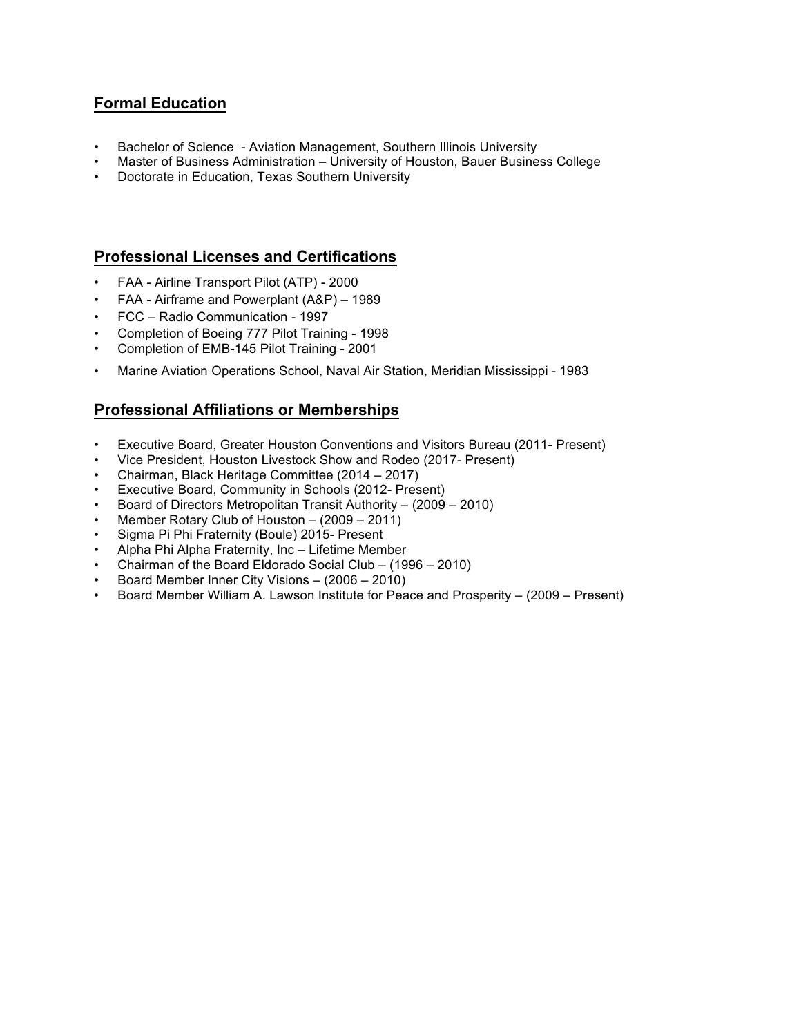## Formal Education

- Bachelor of Science - Aviation Management, Southern Illinois University
- Master of Business Administration – University of Houston, Bauer Business College
- Doctorate in Education, Texas Southern University

## Professional Licenses and Certifications

- FAA - Airline Transport Pilot (ATP) - 2000
- FAA - Airframe and Powerplant (A&P) – 1989
- FCC – Radio Communication - 1997
- Completion of Boeing 777 Pilot Training - 1998
- Completion of EMB-145 Pilot Training - 2001
- Marine Aviation Operations School, Naval Air Station, Meridian Mississippi - 1983

## Professional Affiliations or Memberships

- Executive Board, Greater Houston Conventions and Visitors Bureau (2011- Present)
- Vice President, Houston Livestock Show and Rodeo (2017- Present)
- Chairman, Black Heritage Committee (2014 – 2017)
- Executive Board, Community in Schools (2012- Present)
- Board of Directors Metropolitan Transit Authority – (2009 – 2010)
- Member Rotary Club of Houston – (2009 – 2011)
- Sigma Pi Phi Fraternity (Boule) 2015- Present
- Alpha Phi Alpha Fraternity, Inc – Lifetime Member
- Chairman of the Board Eldorado Social Club – (1996 – 2010)
- Board Member Inner City Visions – (2006 – 2010)
- Board Member William A. Lawson Institute for Peace and Prosperity – (2009 – Present)